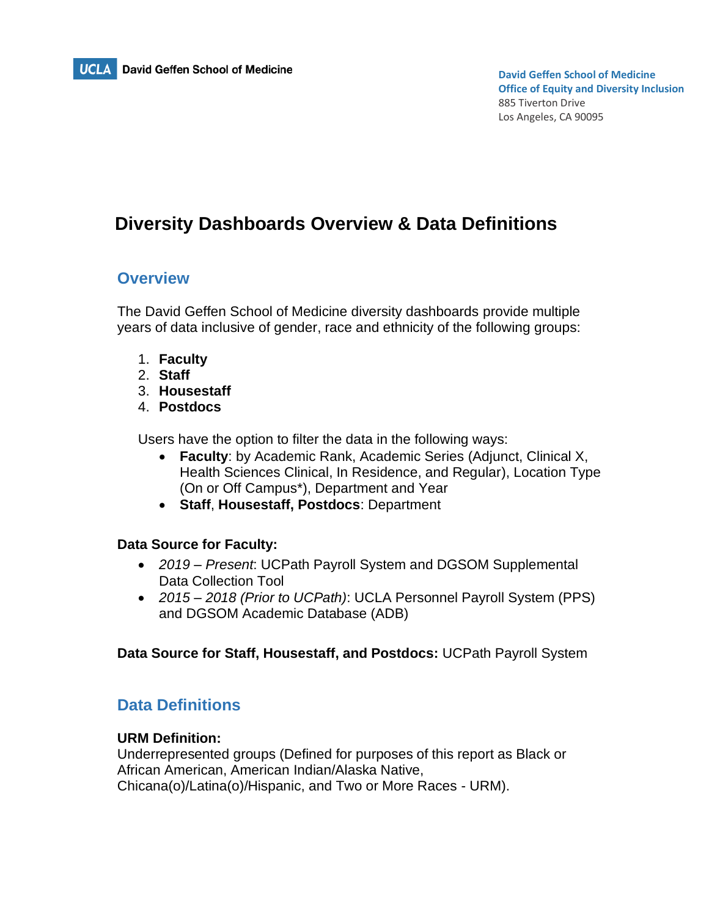UCLA David Geffen School of Medicine

**David Geffen School of Medicine**
**Office of Equity and Diversity Inclusion**
885 Tiverton Drive
Los Angeles, CA 90095

# Diversity Dashboards Overview & Data Definitions

## Overview

The David Geffen School of Medicine diversity dashboards provide multiple years of data inclusive of gender, race and ethnicity of the following groups:

1. **Faculty**
2. **Staff**
3. **Housestaff**
4. **Postdocs**

Users have the option to filter the data in the following ways:

- **Faculty**: by Academic Rank, Academic Series (Adjunct, Clinical X, Health Sciences Clinical, In Residence, and Regular), Location Type (On or Off Campus*), Department and Year
- **Staff**, **Housestaff, Postdocs**: Department

**Data Source for Faculty:**

- *2019 – Present*: UCPath Payroll System and DGSOM Supplemental Data Collection Tool
- *2015 – 2018 (Prior to UCPath)*: UCLA Personnel Payroll System (PPS) and DGSOM Academic Database (ADB)

**Data Source for Staff, Housestaff, and Postdocs:** UCPath Payroll System

## Data Definitions

**URM Definition:**
Underrepresented groups (Defined for purposes of this report as Black or African American, American Indian/Alaska Native, Chicana(o)/Latina(o)/Hispanic, and Two or More Races - URM).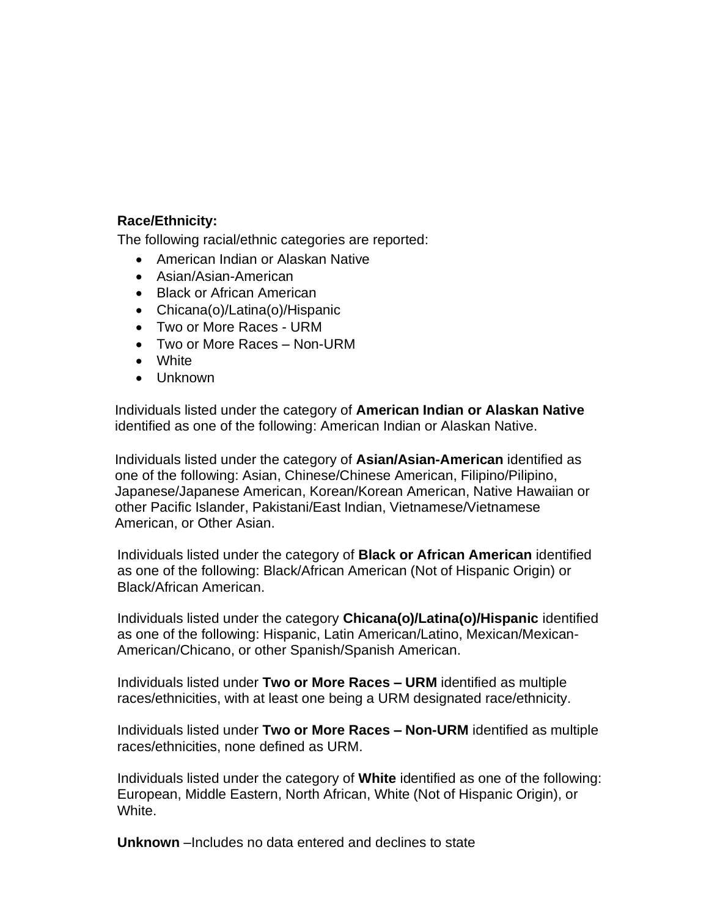**Race/Ethnicity:**

The following racial/ethnic categories are reported:

- American Indian or Alaskan Native
- Asian/Asian-American
- Black or African American
- Chicana(o)/Latina(o)/Hispanic
- Two or More Races - URM
- Two or More Races – Non-URM
- White
- Unknown

Individuals listed under the category of **American Indian or Alaskan Native** identified as one of the following: American Indian or Alaskan Native.

Individuals listed under the category of **Asian/Asian-American** identified as one of the following: Asian, Chinese/Chinese American, Filipino/Pilipino, Japanese/Japanese American, Korean/Korean American, Native Hawaiian or other Pacific Islander, Pakistani/East Indian, Vietnamese/Vietnamese American, or Other Asian.

Individuals listed under the category of **Black or African American** identified as one of the following: Black/African American (Not of Hispanic Origin) or Black/African American.

Individuals listed under the category **Chicana(o)/Latina(o)/Hispanic** identified as one of the following: Hispanic, Latin American/Latino, Mexican/Mexican-American/Chicano, or other Spanish/Spanish American.

Individuals listed under **Two or More Races – URM** identified as multiple races/ethnicities, with at least one being a URM designated race/ethnicity.

Individuals listed under **Two or More Races – Non-URM** identified as multiple races/ethnicities, none defined as URM.

Individuals listed under the category of **White** identified as one of the following: European, Middle Eastern, North African, White (Not of Hispanic Origin), or White.

**Unknown** –Includes no data entered and declines to state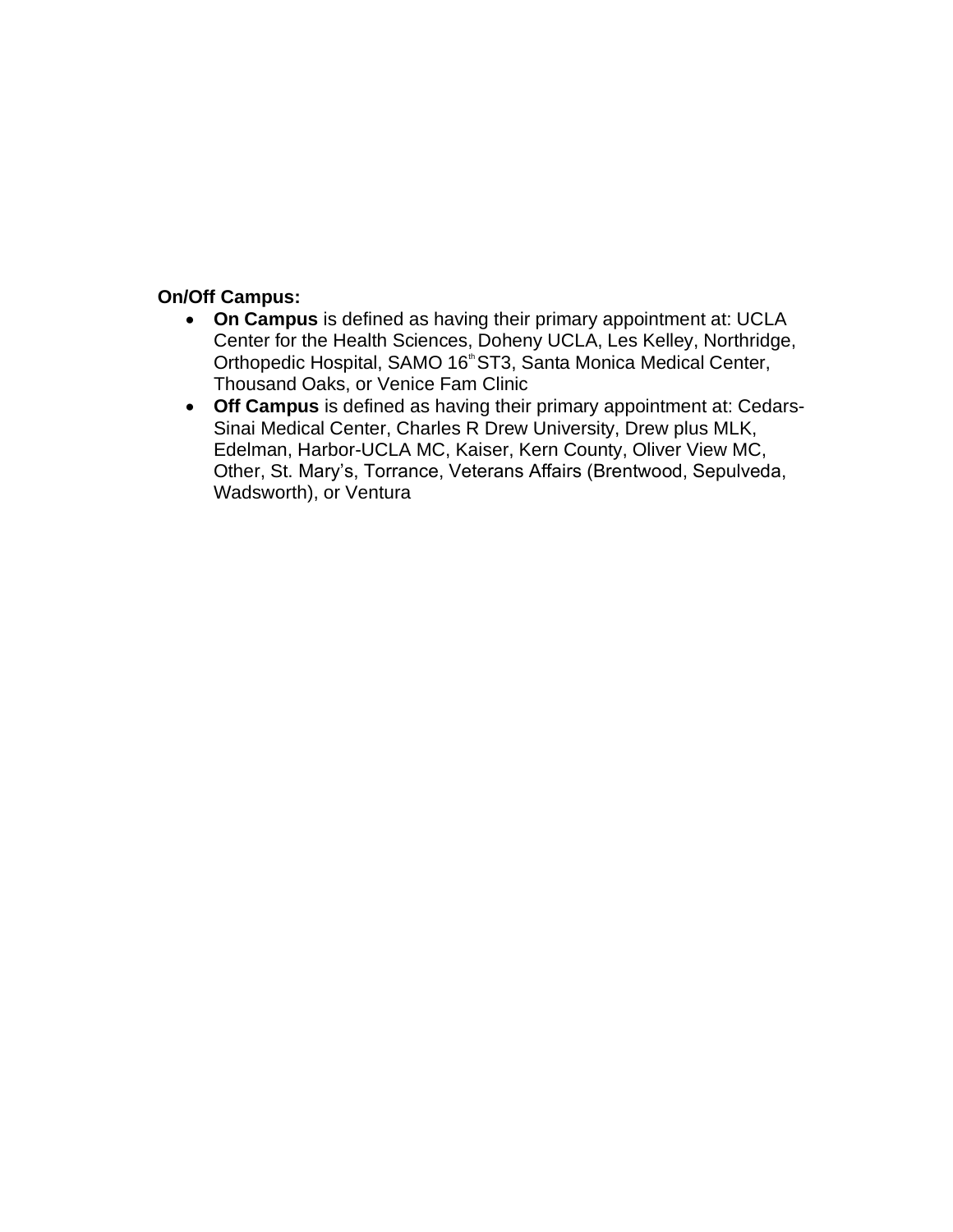**On/Off Campus:**

- **On Campus** is defined as having their primary appointment at: UCLA Center for the Health Sciences, Doheny UCLA, Les Kelley, Northridge, Orthopedic Hospital, SAMO 16th ST3, Santa Monica Medical Center, Thousand Oaks, or Venice Fam Clinic
- **Off Campus** is defined as having their primary appointment at: Cedars-Sinai Medical Center, Charles R Drew University, Drew plus MLK, Edelman, Harbor-UCLA MC, Kaiser, Kern County, Oliver View MC, Other, St. Mary's, Torrance, Veterans Affairs (Brentwood, Sepulveda, Wadsworth), or Ventura